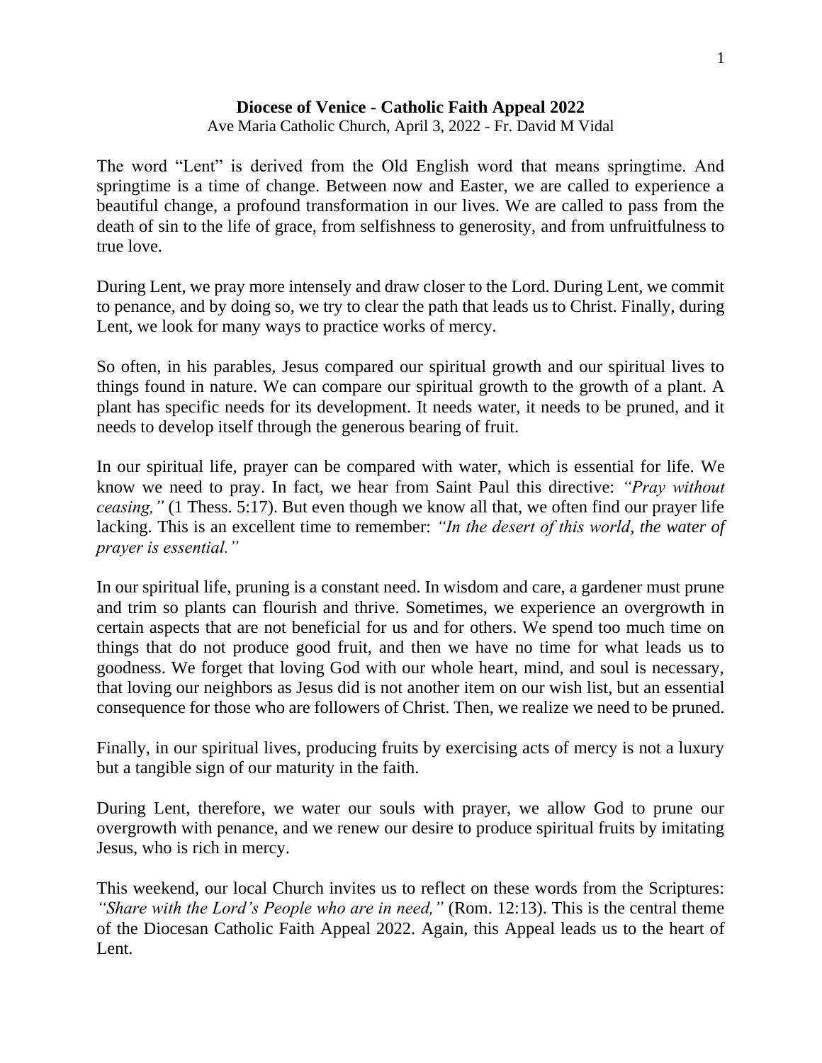**Diocese of Venice - Catholic Faith Appeal 2022**

Ave Maria Catholic Church, April 3, 2022 - Fr. David M Vidal

The word "Lent" is derived from the Old English word that means springtime. And springtime is a time of change. Between now and Easter, we are called to experience a beautiful change, a profound transformation in our lives. We are called to pass from the death of sin to the life of grace, from selfishness to generosity, and from unfruitfulness to true love.

During Lent, we pray more intensely and draw closer to the Lord. During Lent, we commit to penance, and by doing so, we try to clear the path that leads us to Christ. Finally, during Lent, we look for many ways to practice works of mercy.

So often, in his parables, Jesus compared our spiritual growth and our spiritual lives to things found in nature. We can compare our spiritual growth to the growth of a plant. A plant has specific needs for its development. It needs water, it needs to be pruned, and it needs to develop itself through the generous bearing of fruit.

In our spiritual life, prayer can be compared with water, which is essential for life. We know we need to pray. In fact, we hear from Saint Paul this directive: *"Pray without ceasing,"* (1 Thess. 5:17). But even though we know all that, we often find our prayer life lacking. This is an excellent time to remember: *"In the desert of this world, the water of prayer is essential."*

In our spiritual life, pruning is a constant need. In wisdom and care, a gardener must prune and trim so plants can flourish and thrive. Sometimes, we experience an overgrowth in certain aspects that are not beneficial for us and for others. We spend too much time on things that do not produce good fruit, and then we have no time for what leads us to goodness. We forget that loving God with our whole heart, mind, and soul is necessary, that loving our neighbors as Jesus did is not another item on our wish list, but an essential consequence for those who are followers of Christ. Then, we realize we need to be pruned.

Finally, in our spiritual lives, producing fruits by exercising acts of mercy is not a luxury but a tangible sign of our maturity in the faith.

During Lent, therefore, we water our souls with prayer, we allow God to prune our overgrowth with penance, and we renew our desire to produce spiritual fruits by imitating Jesus, who is rich in mercy.

This weekend, our local Church invites us to reflect on these words from the Scriptures: *"Share with the Lord's People who are in need,"* (Rom. 12:13). This is the central theme of the Diocesan Catholic Faith Appeal 2022. Again, this Appeal leads us to the heart of Lent.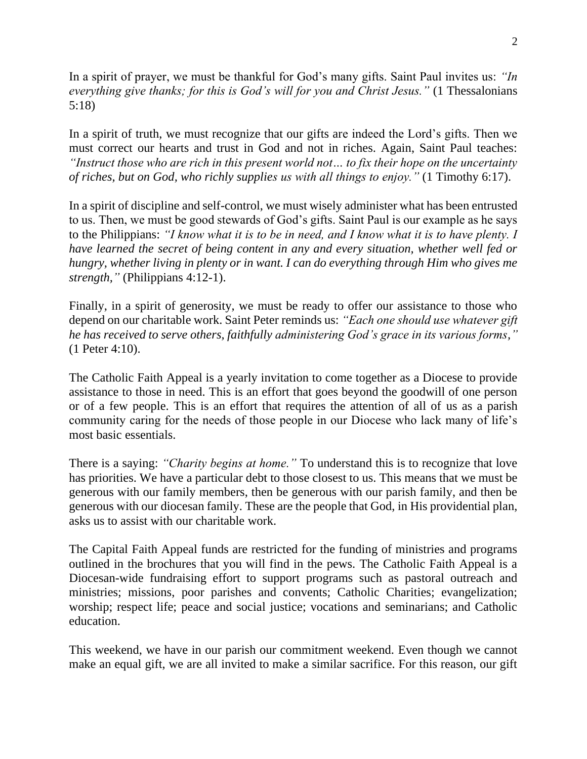In a spirit of prayer, we must be thankful for God's many gifts. Saint Paul invites us: *"In everything give thanks; for this is God's will for you and Christ Jesus."* (1 Thessalonians 5:18)

In a spirit of truth, we must recognize that our gifts are indeed the Lord's gifts. Then we must correct our hearts and trust in God and not in riches. Again, Saint Paul teaches: *"Instruct those who are rich in this present world not… to fix their hope on the uncertainty of riches, but on God, who richly supplies us with all things to enjoy."* (1 Timothy 6:17).

In a spirit of discipline and self-control, we must wisely administer what has been entrusted to us. Then, we must be good stewards of God's gifts. Saint Paul is our example as he says to the Philippians: *"I know what it is to be in need, and I know what it is to have plenty. I have learned the secret of being content in any and every situation, whether well fed or hungry, whether living in plenty or in want. I can do everything through Him who gives me strength,"* (Philippians 4:12-1).

Finally, in a spirit of generosity, we must be ready to offer our assistance to those who depend on our charitable work. Saint Peter reminds us: *"Each one should use whatever gift he has received to serve others, faithfully administering God's grace in its various forms,"* (1 Peter 4:10).

The Catholic Faith Appeal is a yearly invitation to come together as a Diocese to provide assistance to those in need. This is an effort that goes beyond the goodwill of one person or of a few people. This is an effort that requires the attention of all of us as a parish community caring for the needs of those people in our Diocese who lack many of life's most basic essentials.

There is a saying: *"Charity begins at home."* To understand this is to recognize that love has priorities. We have a particular debt to those closest to us. This means that we must be generous with our family members, then be generous with our parish family, and then be generous with our diocesan family. These are the people that God, in His providential plan, asks us to assist with our charitable work.

The Capital Faith Appeal funds are restricted for the funding of ministries and programs outlined in the brochures that you will find in the pews. The Catholic Faith Appeal is a Diocesan-wide fundraising effort to support programs such as pastoral outreach and ministries; missions, poor parishes and convents; Catholic Charities; evangelization; worship; respect life; peace and social justice; vocations and seminarians; and Catholic education.

This weekend, we have in our parish our commitment weekend. Even though we cannot make an equal gift, we are all invited to make a similar sacrifice. For this reason, our gift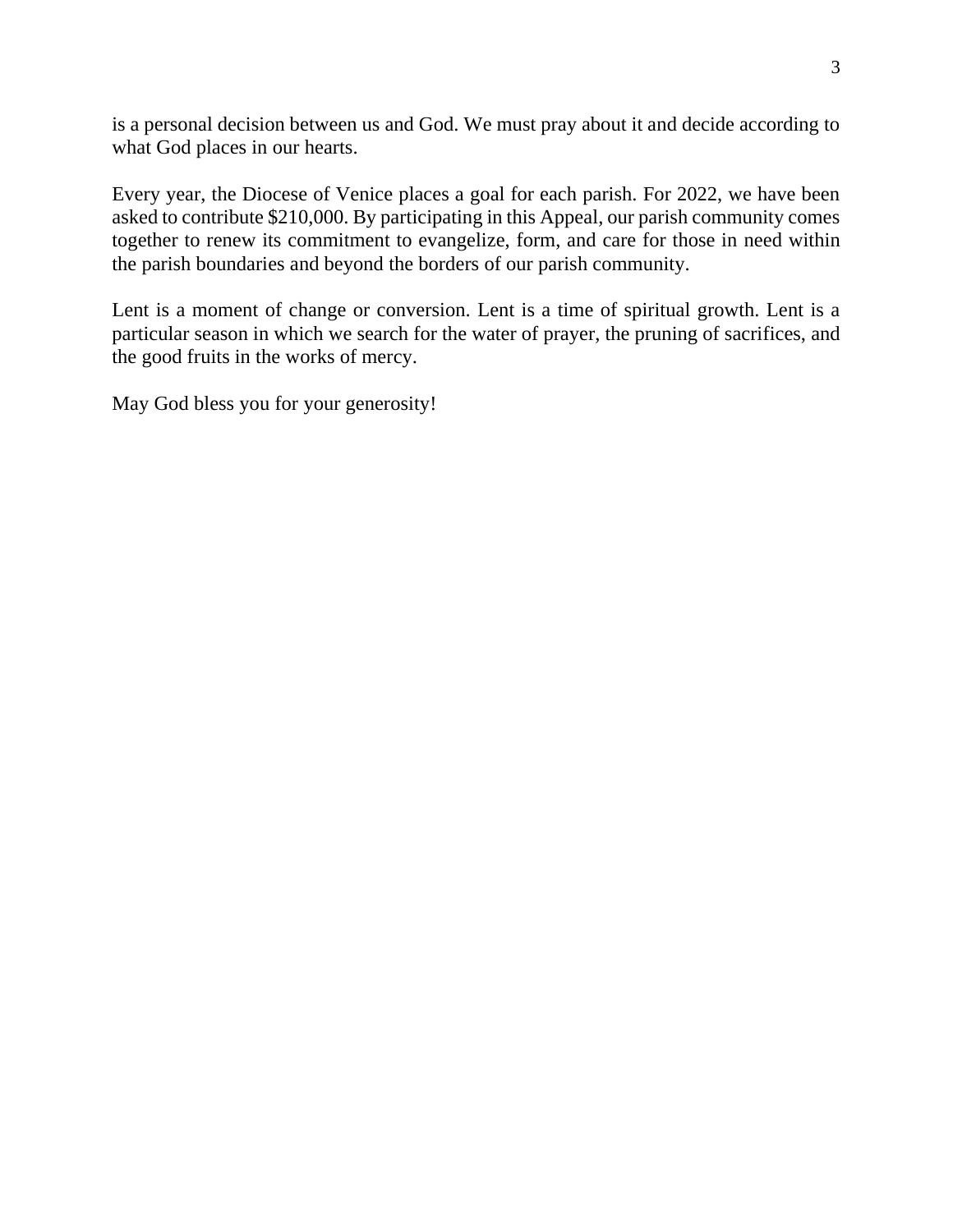is a personal decision between us and God. We must pray about it and decide according to what God places in our hearts.

Every year, the Diocese of Venice places a goal for each parish. For 2022, we have been asked to contribute $210,000. By participating in this Appeal, our parish community comes together to renew its commitment to evangelize, form, and care for those in need within the parish boundaries and beyond the borders of our parish community.

Lent is a moment of change or conversion. Lent is a time of spiritual growth. Lent is a particular season in which we search for the water of prayer, the pruning of sacrifices, and the good fruits in the works of mercy.

May God bless you for your generosity!